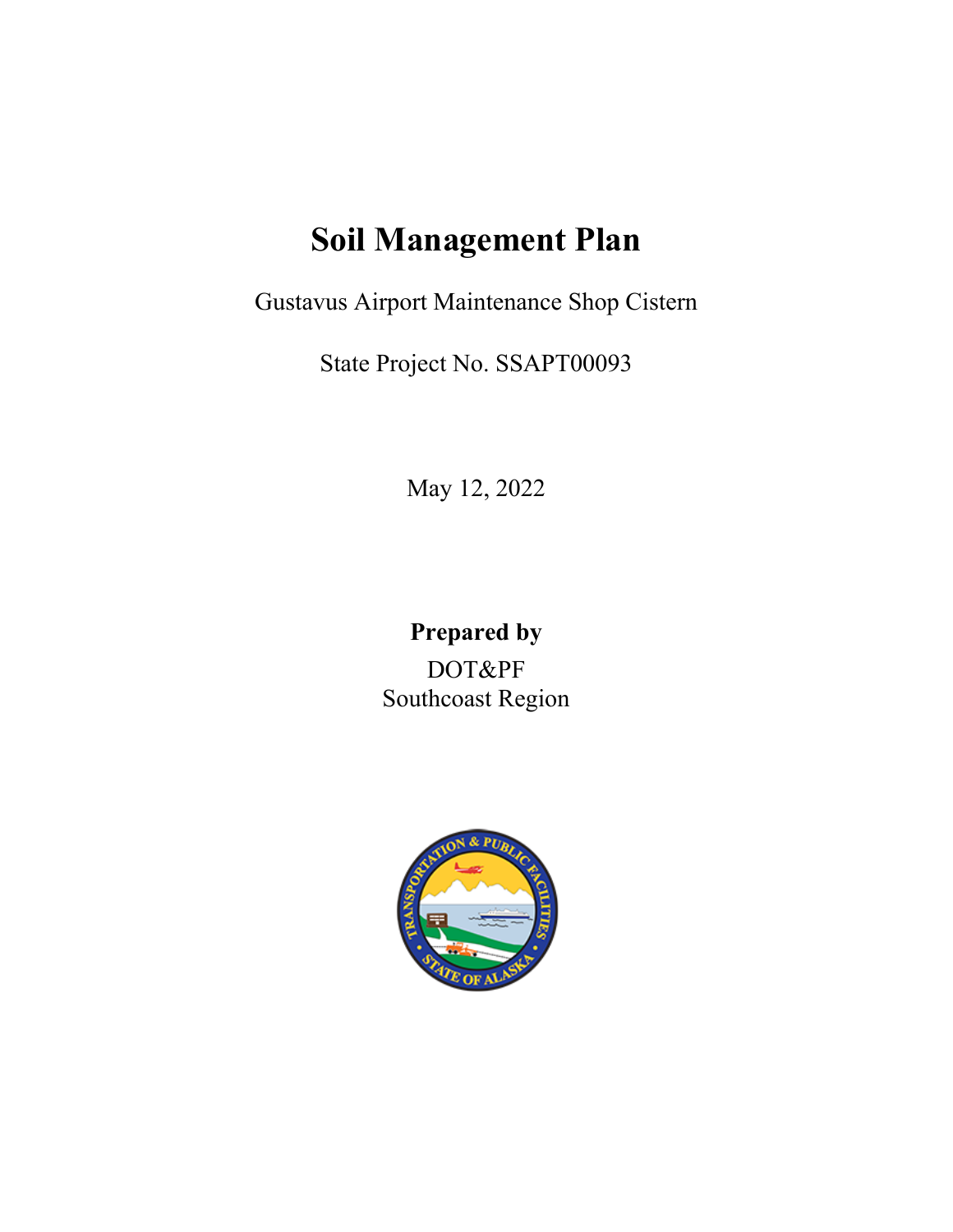# Soil Management Plan

Gustavus Airport Maintenance Shop Cistern

State Project No. SSAPT00093

May 12, 2022

**Prepared by**

DOT&PF
Southcoast Region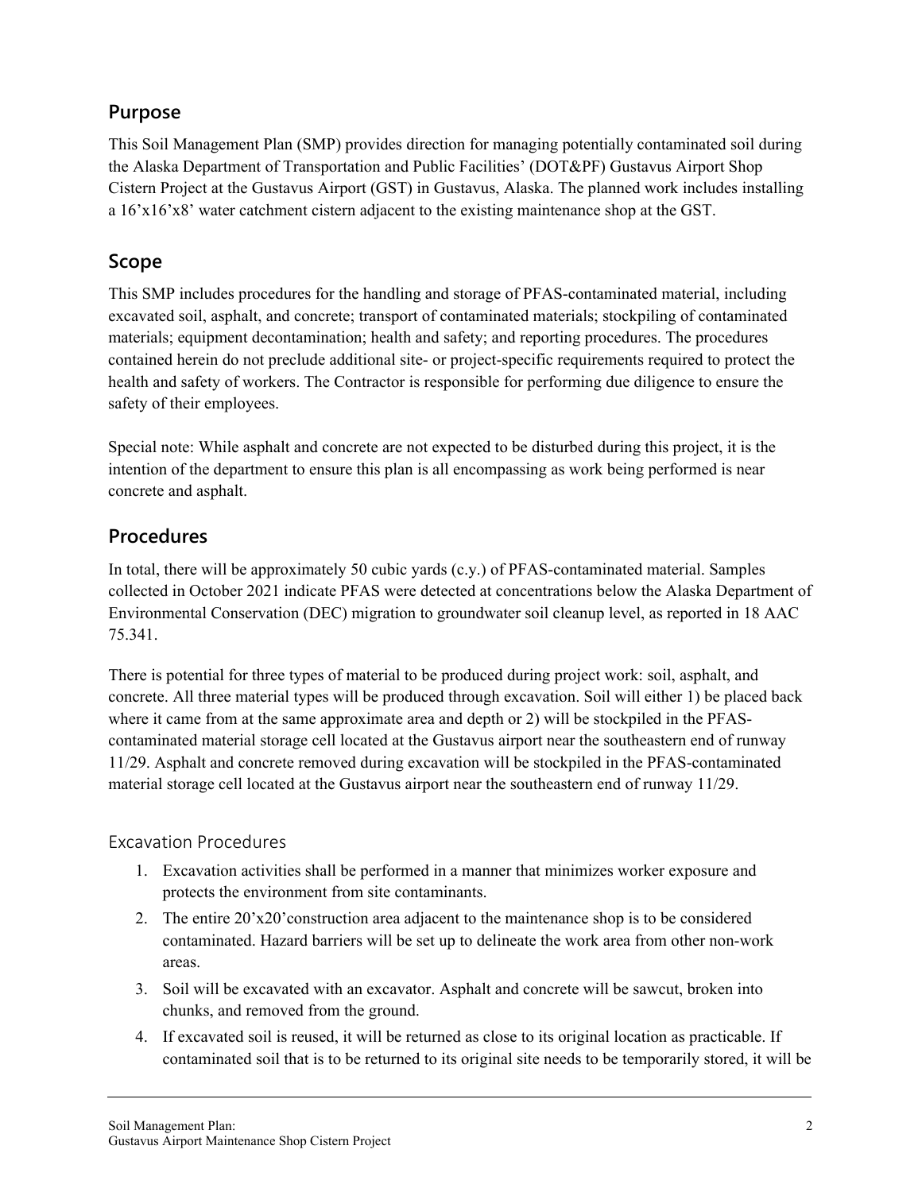## Purpose

This Soil Management Plan (SMP) provides direction for managing potentially contaminated soil during the Alaska Department of Transportation and Public Facilities' (DOT&PF) Gustavus Airport Shop Cistern Project at the Gustavus Airport (GST) in Gustavus, Alaska. The planned work includes installing a 16'x16'x8' water catchment cistern adjacent to the existing maintenance shop at the GST.

## Scope

This SMP includes procedures for the handling and storage of PFAS-contaminated material, including excavated soil, asphalt, and concrete; transport of contaminated materials; stockpiling of contaminated materials; equipment decontamination; health and safety; and reporting procedures. The procedures contained herein do not preclude additional site- or project-specific requirements required to protect the health and safety of workers. The Contractor is responsible for performing due diligence to ensure the safety of their employees.

Special note: While asphalt and concrete are not expected to be disturbed during this project, it is the intention of the department to ensure this plan is all encompassing as work being performed is near concrete and asphalt.

## Procedures

In total, there will be approximately 50 cubic yards (c.y.) of PFAS-contaminated material. Samples collected in October 2021 indicate PFAS were detected at concentrations below the Alaska Department of Environmental Conservation (DEC) migration to groundwater soil cleanup level, as reported in 18 AAC 75.341.

There is potential for three types of material to be produced during project work: soil, asphalt, and concrete. All three material types will be produced through excavation. Soil will either 1) be placed back where it came from at the same approximate area and depth or 2) will be stockpiled in the PFAS-contaminated material storage cell located at the Gustavus airport near the southeastern end of runway 11/29. Asphalt and concrete removed during excavation will be stockpiled in the PFAS-contaminated material storage cell located at the Gustavus airport near the southeastern end of runway 11/29.

### Excavation Procedures

1. Excavation activities shall be performed in a manner that minimizes worker exposure and protects the environment from site contaminants.
2. The entire 20'x20'construction area adjacent to the maintenance shop is to be considered contaminated. Hazard barriers will be set up to delineate the work area from other non-work areas.
3. Soil will be excavated with an excavator. Asphalt and concrete will be sawcut, broken into chunks, and removed from the ground.
4. If excavated soil is reused, it will be returned as close to its original location as practicable. If contaminated soil that is to be returned to its original site needs to be temporarily stored, it will be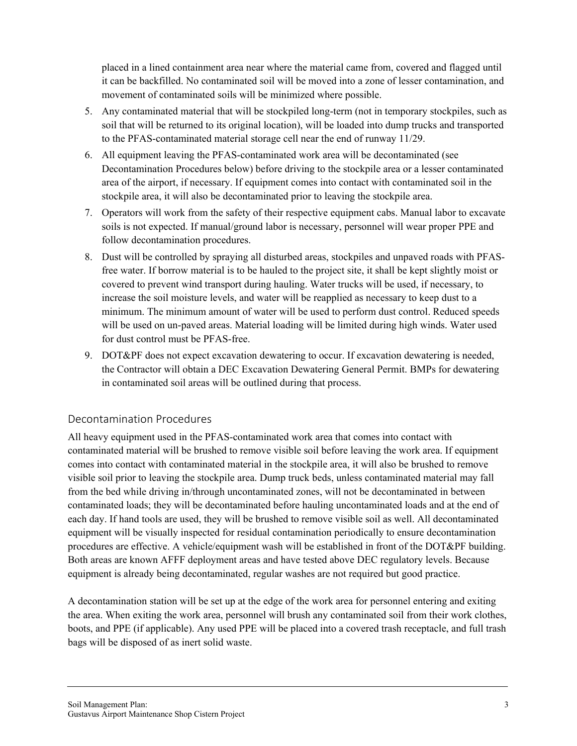placed in a lined containment area near where the material came from, covered and flagged until it can be backfilled. No contaminated soil will be moved into a zone of lesser contamination, and movement of contaminated soils will be minimized where possible.

5. Any contaminated material that will be stockpiled long-term (not in temporary stockpiles, such as soil that will be returned to its original location), will be loaded into dump trucks and transported to the PFAS-contaminated material storage cell near the end of runway 11/29.
6. All equipment leaving the PFAS-contaminated work area will be decontaminated (see Decontamination Procedures below) before driving to the stockpile area or a lesser contaminated area of the airport, if necessary. If equipment comes into contact with contaminated soil in the stockpile area, it will also be decontaminated prior to leaving the stockpile area.
7. Operators will work from the safety of their respective equipment cabs. Manual labor to excavate soils is not expected. If manual/ground labor is necessary, personnel will wear proper PPE and follow decontamination procedures.
8. Dust will be controlled by spraying all disturbed areas, stockpiles and unpaved roads with PFAS-free water. If borrow material is to be hauled to the project site, it shall be kept slightly moist or covered to prevent wind transport during hauling. Water trucks will be used, if necessary, to increase the soil moisture levels, and water will be reapplied as necessary to keep dust to a minimum. The minimum amount of water will be used to perform dust control. Reduced speeds will be used on un-paved areas. Material loading will be limited during high winds. Water used for dust control must be PFAS-free.
9. DOT&PF does not expect excavation dewatering to occur. If excavation dewatering is needed, the Contractor will obtain a DEC Excavation Dewatering General Permit. BMPs for dewatering in contaminated soil areas will be outlined during that process.

## Decontamination Procedures

All heavy equipment used in the PFAS-contaminated work area that comes into contact with contaminated material will be brushed to remove visible soil before leaving the work area. If equipment comes into contact with contaminated material in the stockpile area, it will also be brushed to remove visible soil prior to leaving the stockpile area. Dump truck beds, unless contaminated material may fall from the bed while driving in/through uncontaminated zones, will not be decontaminated in between contaminated loads; they will be decontaminated before hauling uncontaminated loads and at the end of each day. If hand tools are used, they will be brushed to remove visible soil as well. All decontaminated equipment will be visually inspected for residual contamination periodically to ensure decontamination procedures are effective. A vehicle/equipment wash will be established in front of the DOT&PF building. Both areas are known AFFF deployment areas and have tested above DEC regulatory levels. Because equipment is already being decontaminated, regular washes are not required but good practice.

A decontamination station will be set up at the edge of the work area for personnel entering and exiting the area. When exiting the work area, personnel will brush any contaminated soil from their work clothes, boots, and PPE (if applicable). Any used PPE will be placed into a covered trash receptacle, and full trash bags will be disposed of as inert solid waste.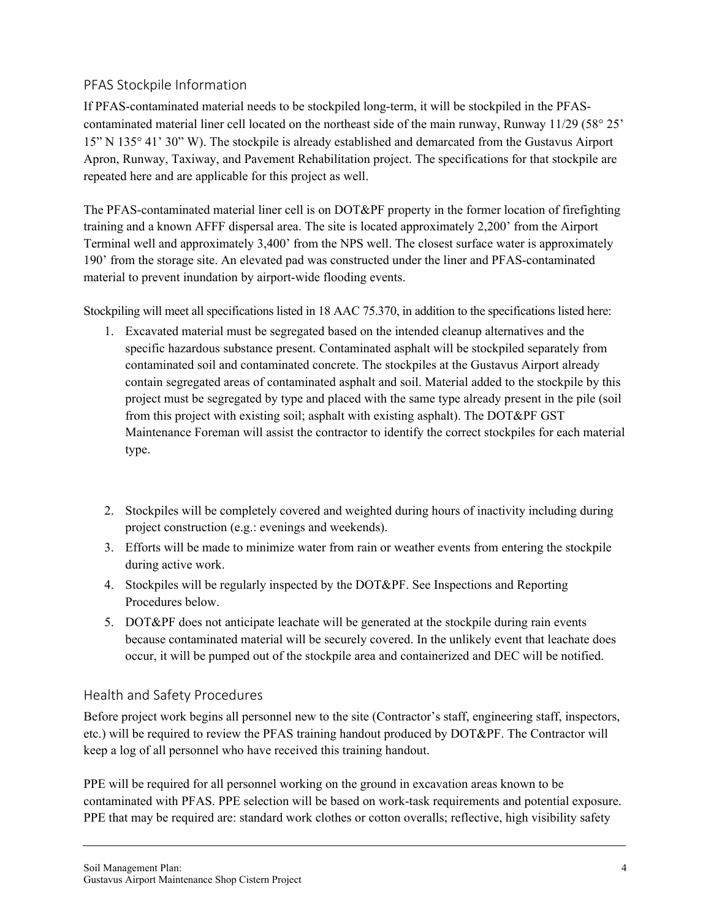## PFAS Stockpile Information

If PFAS-contaminated material needs to be stockpiled long-term, it will be stockpiled in the PFAS-contaminated material liner cell located on the northeast side of the main runway, Runway 11/29 (58° 25' 15" N 135° 41' 30" W). The stockpile is already established and demarcated from the Gustavus Airport Apron, Runway, Taxiway, and Pavement Rehabilitation project. The specifications for that stockpile are repeated here and are applicable for this project as well.

The PFAS-contaminated material liner cell is on DOT&PF property in the former location of firefighting training and a known AFFF dispersal area. The site is located approximately 2,200' from the Airport Terminal well and approximately 3,400' from the NPS well. The closest surface water is approximately 190' from the storage site. An elevated pad was constructed under the liner and PFAS-contaminated material to prevent inundation by airport-wide flooding events.

Stockpiling will meet all specifications listed in 18 AAC 75.370, in addition to the specifications listed here:

1. Excavated material must be segregated based on the intended cleanup alternatives and the specific hazardous substance present. Contaminated asphalt will be stockpiled separately from contaminated soil and contaminated concrete. The stockpiles at the Gustavus Airport already contain segregated areas of contaminated asphalt and soil. Material added to the stockpile by this project must be segregated by type and placed with the same type already present in the pile (soil from this project with existing soil; asphalt with existing asphalt). The DOT&PF GST Maintenance Foreman will assist the contractor to identify the correct stockpiles for each material type.
2. Stockpiles will be completely covered and weighted during hours of inactivity including during project construction (e.g.: evenings and weekends).
3. Efforts will be made to minimize water from rain or weather events from entering the stockpile during active work.
4. Stockpiles will be regularly inspected by the DOT&PF. See Inspections and Reporting Procedures below.
5. DOT&PF does not anticipate leachate will be generated at the stockpile during rain events because contaminated material will be securely covered. In the unlikely event that leachate does occur, it will be pumped out of the stockpile area and containerized and DEC will be notified.

## Health and Safety Procedures

Before project work begins all personnel new to the site (Contractor's staff, engineering staff, inspectors, etc.) will be required to review the PFAS training handout produced by DOT&PF. The Contractor will keep a log of all personnel who have received this training handout.

PPE will be required for all personnel working on the ground in excavation areas known to be contaminated with PFAS. PPE selection will be based on work-task requirements and potential exposure. PPE that may be required are: standard work clothes or cotton overalls; reflective, high visibility safety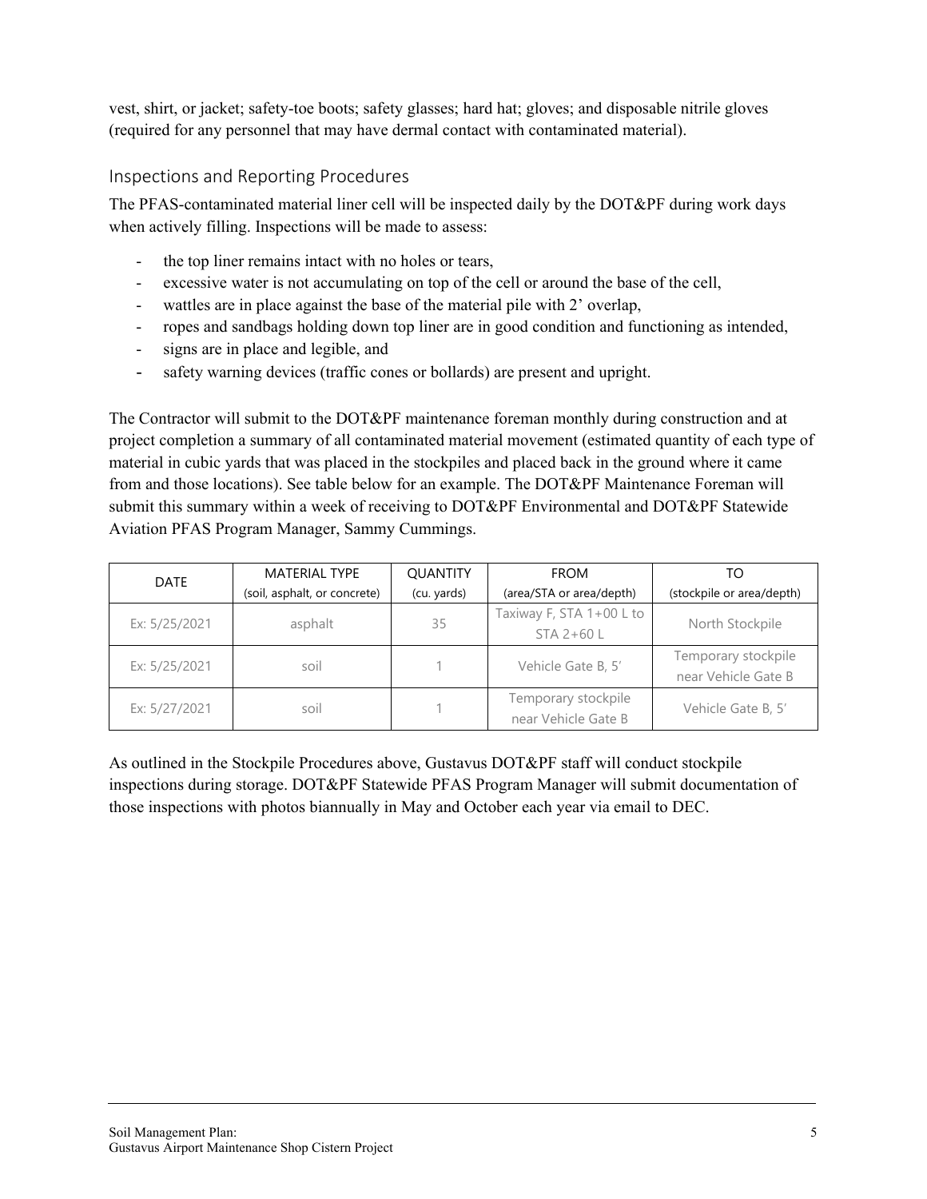vest, shirt, or jacket; safety-toe boots; safety glasses; hard hat; gloves; and disposable nitrile gloves (required for any personnel that may have dermal contact with contaminated material).

## Inspections and Reporting Procedures

The PFAS-contaminated material liner cell will be inspected daily by the DOT&PF during work days when actively filling. Inspections will be made to assess:

- the top liner remains intact with no holes or tears,
- excessive water is not accumulating on top of the cell or around the base of the cell,
- wattles are in place against the base of the material pile with 2' overlap,
- ropes and sandbags holding down top liner are in good condition and functioning as intended,
- signs are in place and legible, and
- safety warning devices (traffic cones or bollards) are present and upright.

The Contractor will submit to the DOT&PF maintenance foreman monthly during construction and at project completion a summary of all contaminated material movement (estimated quantity of each type of material in cubic yards that was placed in the stockpiles and placed back in the ground where it came from and those locations). See table below for an example. The DOT&PF Maintenance Foreman will submit this summary within a week of receiving to DOT&PF Environmental and DOT&PF Statewide Aviation PFAS Program Manager, Sammy Cummings.

| DATE | MATERIAL TYPE (soil, asphalt, or concrete) | QUANTITY (cu. yards) | FROM (area/STA or area/depth) | TO (stockpile or area/depth) |
|---|---|---|---|---|
| Ex: 5/25/2021 | asphalt | 35 | Taxiway F, STA 1+00 L to STA 2+60 L | North Stockpile |
| Ex: 5/25/2021 | soil | 1 | Vehicle Gate B, 5' | Temporary stockpile near Vehicle Gate B |
| Ex: 5/27/2021 | soil | 1 | Temporary stockpile near Vehicle Gate B | Vehicle Gate B, 5' |

As outlined in the Stockpile Procedures above, Gustavus DOT&PF staff will conduct stockpile inspections during storage. DOT&PF Statewide PFAS Program Manager will submit documentation of those inspections with photos biannually in May and October each year via email to DEC.